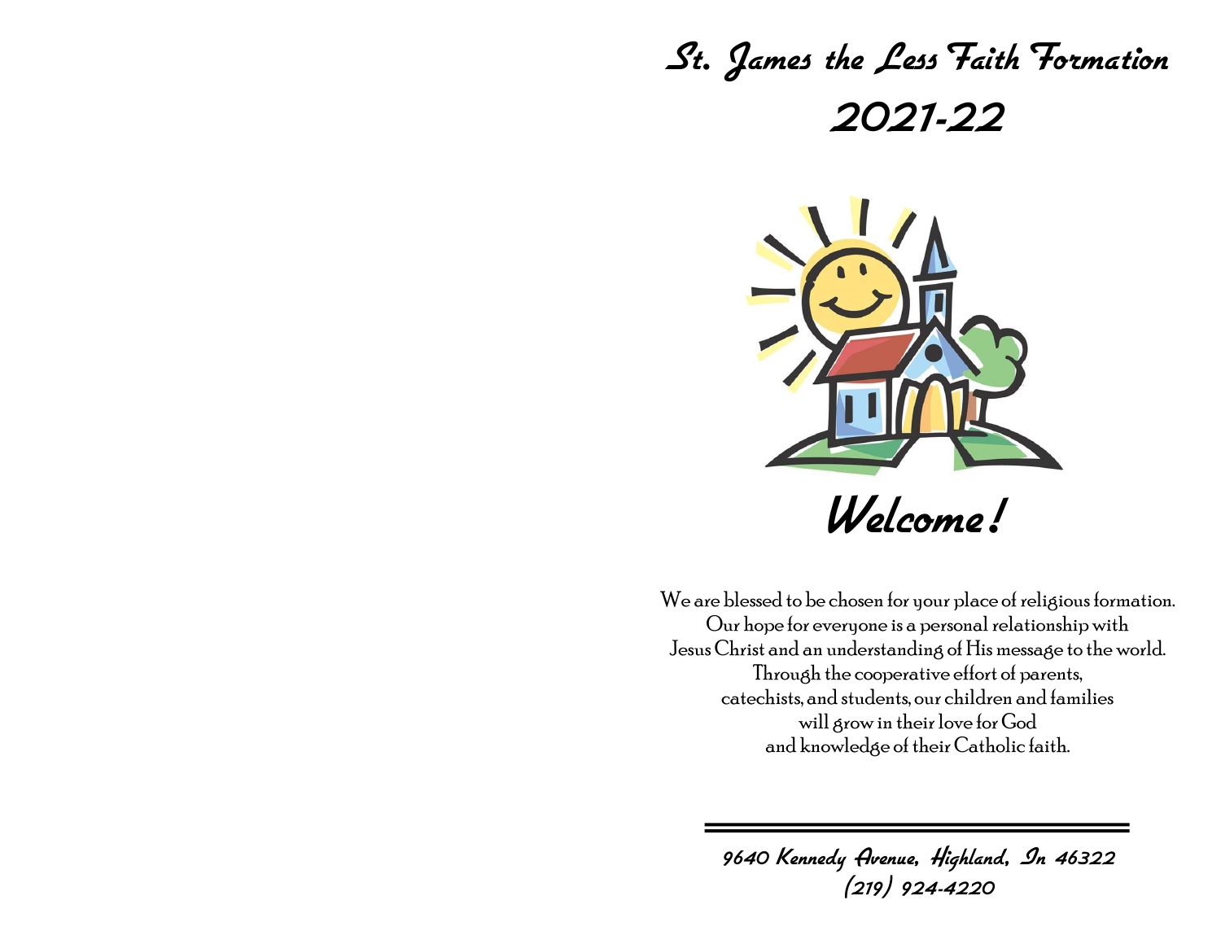# St. James the Less Faith Formation

## 2021-22

## Welcome!

We are blessed to be chosen for your place of religious formation.
Our hope for everyone is a personal relationship with
Jesus Christ and an understanding of His message to the world.
Through the cooperative effort of parents,
catechists, and students, our children and families
will grow in their love for God
and knowledge of their Catholic faith.

---

*9640 Kennedy Avenue, Highland, In 46322*
*(219) 924-4220*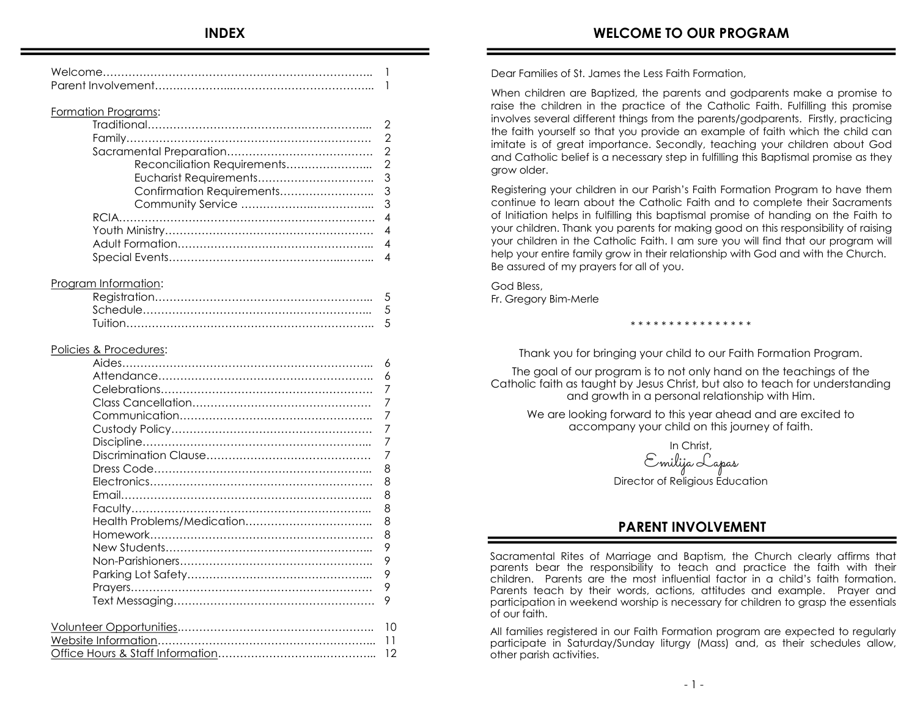## INDEX

Welcome…………………………………………………………………….. 1
Parent Involvement………………..……………………………….. 1

Formation Programs:
- Traditional……………………………………….……………... 2
- Family…………………………………………………………… 2
- Sacramental Preparation………………………………… 2
  - Reconciliation Requirements…………………... 2
  - Eucharist Requirements………………………….. 3
  - Confirmation Requirements…………………….. 3
  - Community Service ……………….…………….. 3
- RCIA……………………………………………………………. 4
- Youth Ministry……………………………………………….. 4
- Adult Formation……………………………………………... 4
- Special Events…………………………………...……... 4

Program Information:
- Registration…………………………………………………... 5
- Schedule……………………………………………………... 5
- Tuition………………………………………………………….. 5

Policies & Procedures:
- Aides…………………………………………………………….. 6
- Attendance…………………………………………………….. 6
- Celebrations…………………………………………………. 7
- Class Cancellation………………………………………… 7
- Communication…………………………………………….. 7
- Custody Policy………………………………………………. 7
- Discipline……………………………………………………... 7
- Discrimination Clause…………………………………… 7
- Dress Code…………………………………………………... 8
- Electronics……………………………………………………. 8
- Email……………………………………………………………... 8
- Faculty…………………………………………………………... 8
- Health Problems/Medication…………………………….. 8
- Homework……………………………………………………. 8
- New Students………………………………………………... 9
- Non-Parishioners…………………………………………….. 9
- Parking Lot Safety…………………………………………... 9
- Prayers…………………………………………………………. 9
- Text Messaging……………………………………………… 9

Volunteer Opportunities……………………………………………. 10
Website Information…………………………………………………... 11
Office Hours & Staff Information……………………….…………... 12

## WELCOME TO OUR PROGRAM

Dear Families of St. James the Less Faith Formation,

When children are Baptized, the parents and godparents make a promise to raise the children in the practice of the Catholic Faith. Fulfilling this promise involves several different things from the parents/godparents. Firstly, practicing the faith yourself so that you provide an example of faith which the child can imitate is of great importance. Secondly, teaching your children about God and Catholic belief is a necessary step in fulfilling this Baptismal promise as they grow older.

Registering your children in our Parish's Faith Formation Program to have them continue to learn about the Catholic Faith and to complete their Sacraments of Initiation helps in fulfilling this baptismal promise of handing on the Faith to your children. Thank you parents for making good on this responsibility of raising your children in the Catholic Faith. I am sure you will find that our program will help your entire family grow in their relationship with God and with the Church. Be assured of my prayers for all of you.

God Bless,
Fr. Gregory Bim-Merle

* * * * * * * * * * * * * * * *

Thank you for bringing your child to our Faith Formation Program.

The goal of our program is to not only hand on the teachings of the Catholic faith as taught by Jesus Christ, but also to teach for understanding and growth in a personal relationship with Him.

We are looking forward to this year ahead and are excited to accompany your child on this journey of faith.

In Christ,
*Emilija Lapas*
Director of Religious Education

## PARENT INVOLVEMENT

Sacramental Rites of Marriage and Baptism, the Church clearly affirms that parents bear the responsibility to teach and practice the faith with their children. Parents are the most influential factor in a child's faith formation. Parents teach by their words, actions, attitudes and example. Prayer and participation in weekend worship is necessary for children to grasp the essentials of our faith.

All families registered in our Faith Formation program are expected to regularly participate in Saturday/Sunday liturgy (Mass) and, as their schedules allow, other parish activities.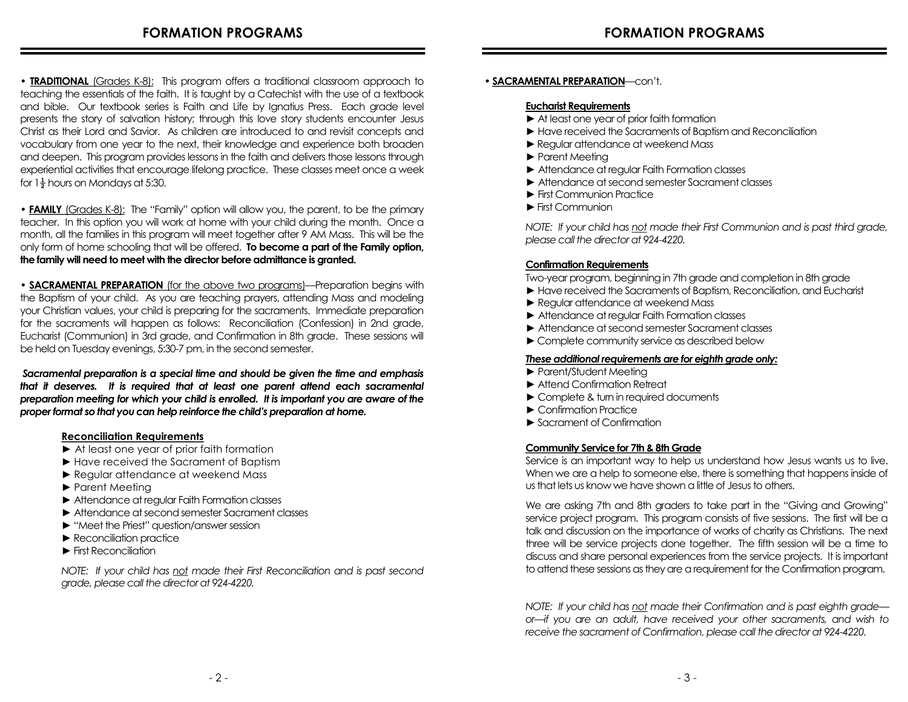# FORMATION PROGRAMS

• **TRADITIONAL** (Grades K-8): This program offers a traditional classroom approach to teaching the essentials of the faith. It is taught by a Catechist with the use of a textbook and bible. Our textbook series is Faith and Life by Ignatius Press. Each grade level presents the story of salvation history; through this love story students encounter Jesus Christ as their Lord and Savior. As children are introduced to and revisit concepts and vocabulary from one year to the next, their knowledge and experience both broaden and deepen. This program provides lessons in the faith and delivers those lessons through experiential activities that encourage lifelong practice. These classes meet once a week for 1½ hours on Mondays at 5:30.

• **FAMILY** (Grades K-8): The "Family" option will allow you, the parent, to be the primary teacher. In this option you will work at home with your child during the month. Once a month, all the families in this program will meet together after 9 AM Mass. This will be the only form of home schooling that will be offered. **To become a part of the Family option, the family will need to meet with the director before admittance is granted.**

• **SACRAMENTAL PREPARATION** (for the above two programs)—Preparation begins with the Baptism of your child. As you are teaching prayers, attending Mass and modeling your Christian values, your child is preparing for the sacraments. Immediate preparation for the sacraments will happen as follows: Reconciliation (Confession) in 2nd grade, Eucharist (Communion) in 3rd grade, and Confirmation in 8th grade. These sessions will be held on Tuesday evenings, 5:30-7 pm, in the second semester.

***Sacramental preparation is a special time and should be given the time and emphasis that it deserves. It is required that at least one parent attend each sacramental preparation meeting for which your child is enrolled. It is important you are aware of the proper format so that you can help reinforce the child's preparation at home.***

**Reconciliation Requirements**

- ► At least one year of prior faith formation
- ► Have received the Sacrament of Baptism
- ► Regular attendance at weekend Mass
- ► Parent Meeting
- ► Attendance at regular Faith Formation classes
- ► Attendance at second semester Sacrament classes
- ► "Meet the Priest" question/answer session
- ► Reconciliation practice
- ► First Reconciliation

*NOTE: If your child has not made their First Reconciliation and is past second grade, please call the director at 924-4220.*

• **SACRAMENTAL PREPARATION**—con't.

**Eucharist Requirements**

- ► At least one year of prior faith formation
- ► Have received the Sacraments of Baptism and Reconciliation
- ► Regular attendance at weekend Mass
- ► Parent Meeting
- ► Attendance at regular Faith Formation classes
- ► Attendance at second semester Sacrament classes
- ► First Communion Practice
- ► First Communion

*NOTE: If your child has not made their First Communion and is past third grade, please call the director at 924-4220.*

**Confirmation Requirements**

Two-year program, beginning in 7th grade and completion in 8th grade

- ► Have received the Sacraments of Baptism, Reconciliation, and Eucharist
- ► Regular attendance at weekend Mass
- ► Attendance at regular Faith Formation classes
- ► Attendance at second semester Sacrament classes
- ► Complete community service as described below

***These additional requirements are for eighth grade only:***

- ► Parent/Student Meeting
- ► Attend Confirmation Retreat
- ► Complete & turn in required documents
- ► Confirmation Practice
- ► Sacrament of Confirmation

**Community Service for 7th & 8th Grade**

Service is an important way to help us understand how Jesus wants us to live. When we are a help to someone else, there is something that happens inside of us that lets us know we have shown a little of Jesus to others.

We are asking 7th and 8th graders to take part in the "Giving and Growing" service project program. This program consists of five sessions. The first will be a talk and discussion on the importance of works of charity as Christians. The next three will be service projects done together. The fifth session will be a time to discuss and share personal experiences from the service projects. It is important to attend these sessions as they are a requirement for the Confirmation program.

*NOTE: If your child has not made their Confirmation and is past eighth grade—or—if you are an adult, have received your other sacraments, and wish to receive the sacrament of Confirmation, please call the director at 924-4220.*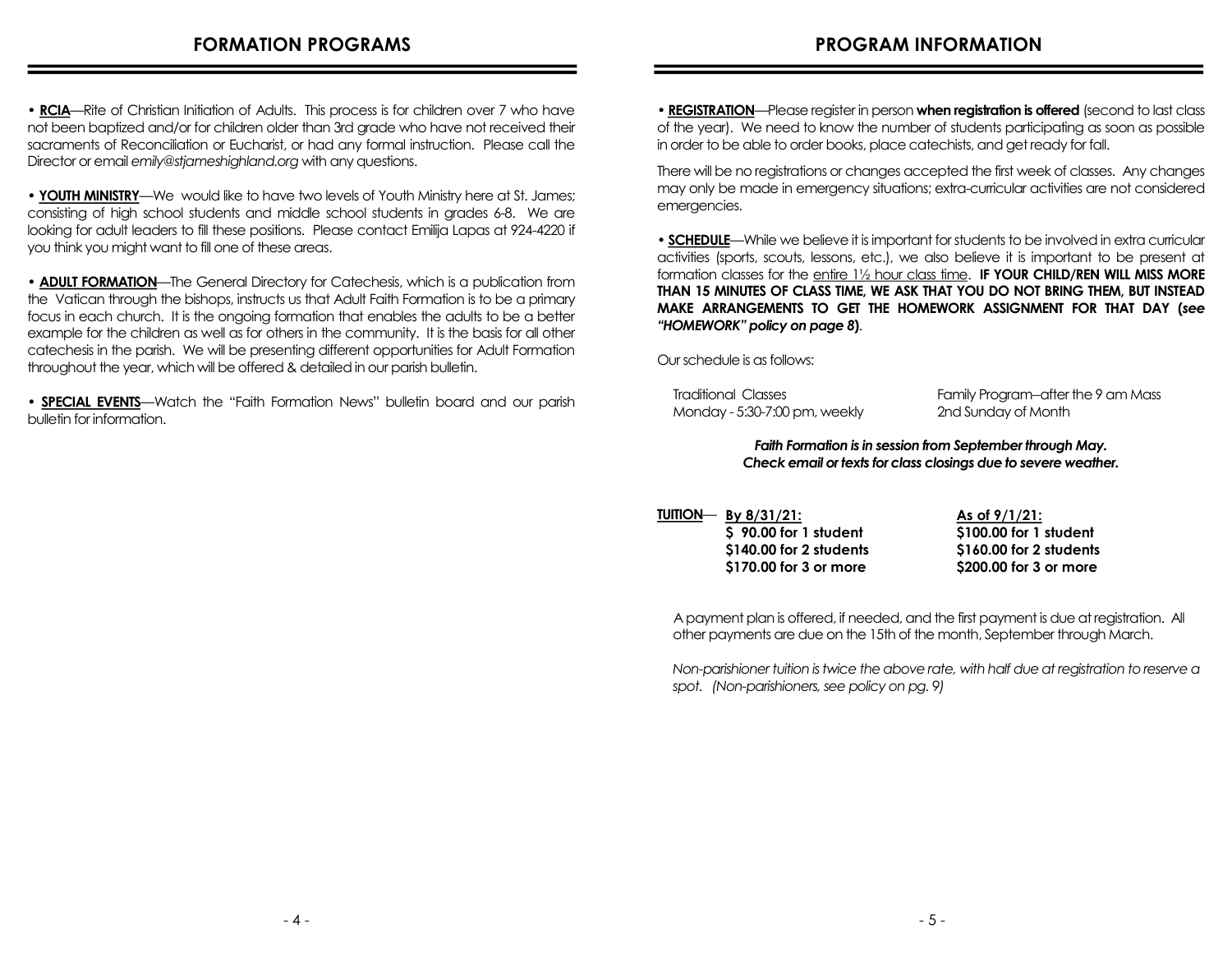## FORMATION PROGRAMS

• **RCIA**—Rite of Christian Initiation of Adults. This process is for children over 7 who have not been baptized and/or for children older than 3rd grade who have not received their sacraments of Reconciliation or Eucharist, or had any formal instruction. Please call the Director or email *emily@stjameshighland.org* with any questions.

• **YOUTH MINISTRY**—We would like to have two levels of Youth Ministry here at St. James; consisting of high school students and middle school students in grades 6-8. We are looking for adult leaders to fill these positions. Please contact Emilija Lapas at 924-4220 if you think you might want to fill one of these areas.

• **ADULT FORMATION**—The General Directory for Catechesis, which is a publication from the Vatican through the bishops, instructs us that Adult Faith Formation is to be a primary focus in each church. It is the ongoing formation that enables the adults to be a better example for the children as well as for others in the community. It is the basis for all other catechesis in the parish. We will be presenting different opportunities for Adult Formation throughout the year, which will be offered & detailed in our parish bulletin.

• **SPECIAL EVENTS**—Watch the "Faith Formation News" bulletin board and our parish bulletin for information.

## PROGRAM INFORMATION

• **REGISTRATION**—Please register in person **when registration is offered** (second to last class of the year). We need to know the number of students participating as soon as possible in order to be able to order books, place catechists, and get ready for fall.

There will be no registrations or changes accepted the first week of classes. Any changes may only be made in emergency situations; extra-curricular activities are not considered emergencies.

• **SCHEDULE**—While we believe it is important for students to be involved in extra curricular activities (sports, scouts, lessons, etc.), we also believe it is important to be present at formation classes for the entire 1½ hour class time. **IF YOUR CHILD/REN WILL MISS MORE THAN 15 MINUTES OF CLASS TIME, WE ASK THAT YOU DO NOT BRING THEM, BUT INSTEAD MAKE ARRANGEMENTS TO GET THE HOMEWORK ASSIGNMENT FOR THAT DAY (*see "HOMEWORK" policy on page 8*).**

Our schedule is as follows:

| Traditional Classes | Family Program--after the 9 am Mass |
|---|---|
| Monday - 5:30-7:00 pm, weekly | 2nd Sunday of Month |

***Faith Formation is in session from September through May.***
***Check email or texts for class closings due to severe weather.***

**TUITION**—

| By 8/31/21: | As of 9/1/21: |
|---|---|
| **$ 90.00 for 1 student** | **$100.00 for 1 student** |
| **$140.00 for 2 students** | **$160.00 for 2 students** |
| **$170.00 for 3 or more** | **$200.00 for 3 or more** |

A payment plan is offered, if needed, and the first payment is due at registration. All other payments are due on the 15th of the month, September through March.

*Non-parishioner tuition is twice the above rate, with half due at registration to reserve a spot. (Non-parishioners, see policy on pg. 9)*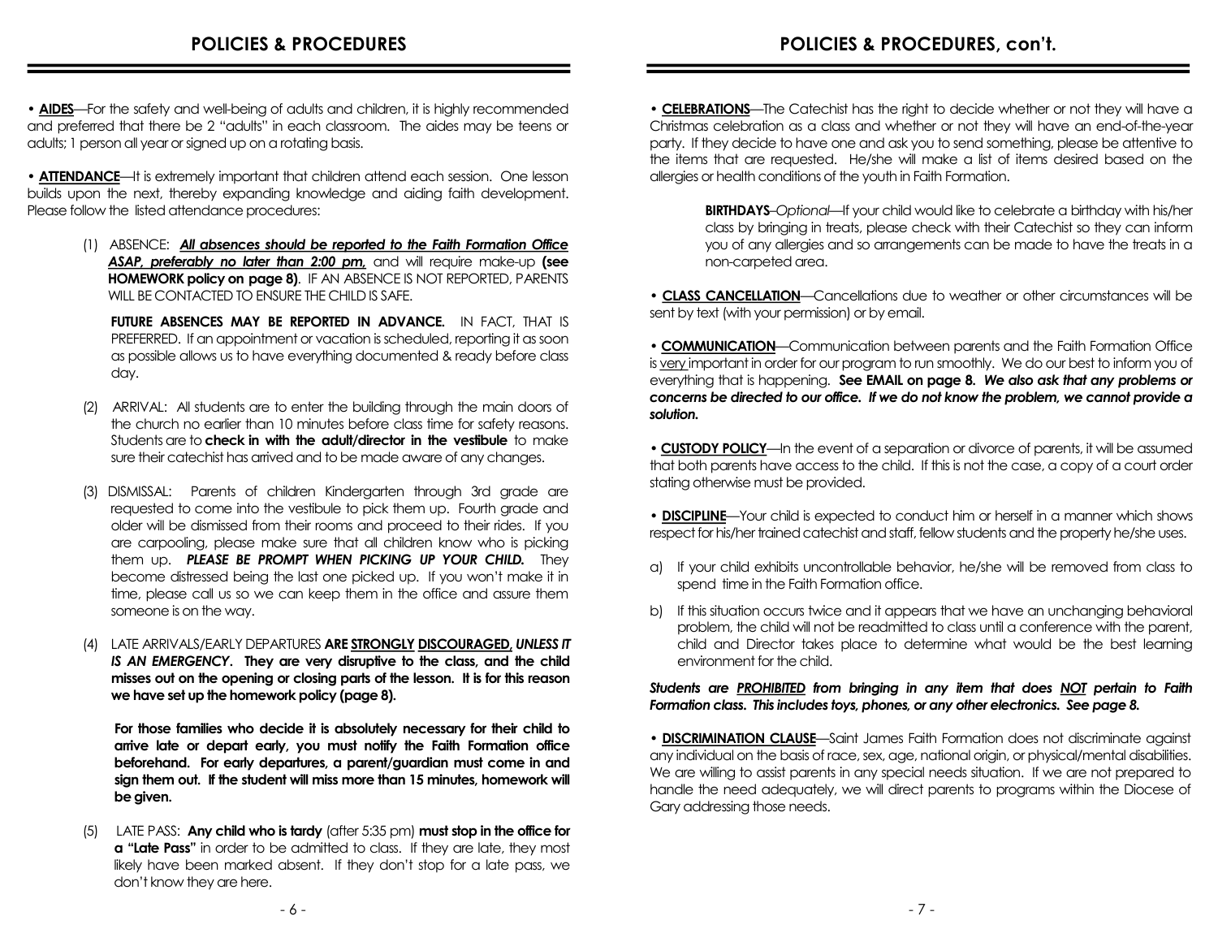## POLICIES & PROCEDURES

• **AIDES**—For the safety and well-being of adults and children, it is highly recommended and preferred that there be 2 "adults" in each classroom. The aides may be teens or adults; 1 person all year or signed up on a rotating basis.

• **ATTENDANCE**—It is extremely important that children attend each session. One lesson builds upon the next, thereby expanding knowledge and aiding faith development. Please follow the listed attendance procedures:

(1) ABSENCE: ***All absences should be reported to the Faith Formation Office ASAP, preferably no later than 2:00 pm,*** and will require make-up **(see HOMEWORK policy on page 8)**. IF AN ABSENCE IS NOT REPORTED, PARENTS WILL BE CONTACTED TO ENSURE THE CHILD IS SAFE.

**FUTURE ABSENCES MAY BE REPORTED IN ADVANCE.** IN FACT, THAT IS PREFERRED. If an appointment or vacation is scheduled, reporting it as soon as possible allows us to have everything documented & ready before class day.

(2) ARRIVAL: All students are to enter the building through the main doors of the church no earlier than 10 minutes before class time for safety reasons. Students are to **check in with the adult/director in the vestibule** to make sure their catechist has arrived and to be made aware of any changes.

(3) DISMISSAL: Parents of children Kindergarten through 3rd grade are requested to come into the vestibule to pick them up. Fourth grade and older will be dismissed from their rooms and proceed to their rides. If you are carpooling, please make sure that all children know who is picking them up. ***PLEASE BE PROMPT WHEN PICKING UP YOUR CHILD.*** They become distressed being the last one picked up. If you won't make it in time, please call us so we can keep them in the office and assure them someone is on the way.

(4) LATE ARRIVALS/EARLY DEPARTURES **ARE STRONGLY DISCOURAGED,** ***UNLESS IT IS AN EMERGENCY*****. They are very disruptive to the class, and the child misses out on the opening or closing parts of the lesson. It is for this reason we have set up the homework policy (page 8).**

**For those families who decide it is absolutely necessary for their child to arrive late or depart early, you must notify the Faith Formation office beforehand. For early departures, a parent/guardian must come in and sign them out. If the student will miss more than 15 minutes, homework will be given.**

(5) LATE PASS: **Any child who is tardy** (after 5:35 pm) **must stop in the office for a "Late Pass"** in order to be admitted to class. If they are late, they most likely have been marked absent. If they don't stop for a late pass, we don't know they are here.

## POLICIES & PROCEDURES, con't.

• **CELEBRATIONS**—The Catechist has the right to decide whether or not they will have a Christmas celebration as a class and whether or not they will have an end-of-the-year party. If they decide to have one and ask you to send something, please be attentive to the items that are requested. He/she will make a list of items desired based on the allergies or health conditions of the youth in Faith Formation.

**BIRTHDAYS**–*Optional*—If your child would like to celebrate a birthday with his/her class by bringing in treats, please check with their Catechist so they can inform you of any allergies and so arrangements can be made to have the treats in a non-carpeted area.

• **CLASS CANCELLATION**—Cancellations due to weather or other circumstances will be sent by text (with your permission) or by email.

• **COMMUNICATION**—Communication between parents and the Faith Formation Office is very important in order for our program to run smoothly. We do our best to inform you of everything that is happening. **See EMAIL on page 8.** ***We also ask that any problems or concerns be directed to our office. If we do not know the problem, we cannot provide a solution.***

• **CUSTODY POLICY**—In the event of a separation or divorce of parents, it will be assumed that both parents have access to the child. If this is not the case, a copy of a court order stating otherwise must be provided.

• **DISCIPLINE**—Your child is expected to conduct him or herself in a manner which shows respect for his/her trained catechist and staff, fellow students and the property he/she uses.

a) If your child exhibits uncontrollable behavior, he/she will be removed from class to spend time in the Faith Formation office.

b) If this situation occurs twice and it appears that we have an unchanging behavioral problem, the child will not be readmitted to class until a conference with the parent, child and Director takes place to determine what would be the best learning environment for the child.

***Students are PROHIBITED from bringing in any item that does NOT pertain to Faith Formation class. This includes toys, phones, or any other electronics. See page 8.***

• **DISCRIMINATION CLAUSE**—Saint James Faith Formation does not discriminate against any individual on the basis of race, sex, age, national origin, or physical/mental disabilities. We are willing to assist parents in any special needs situation. If we are not prepared to handle the need adequately, we will direct parents to programs within the Diocese of Gary addressing those needs.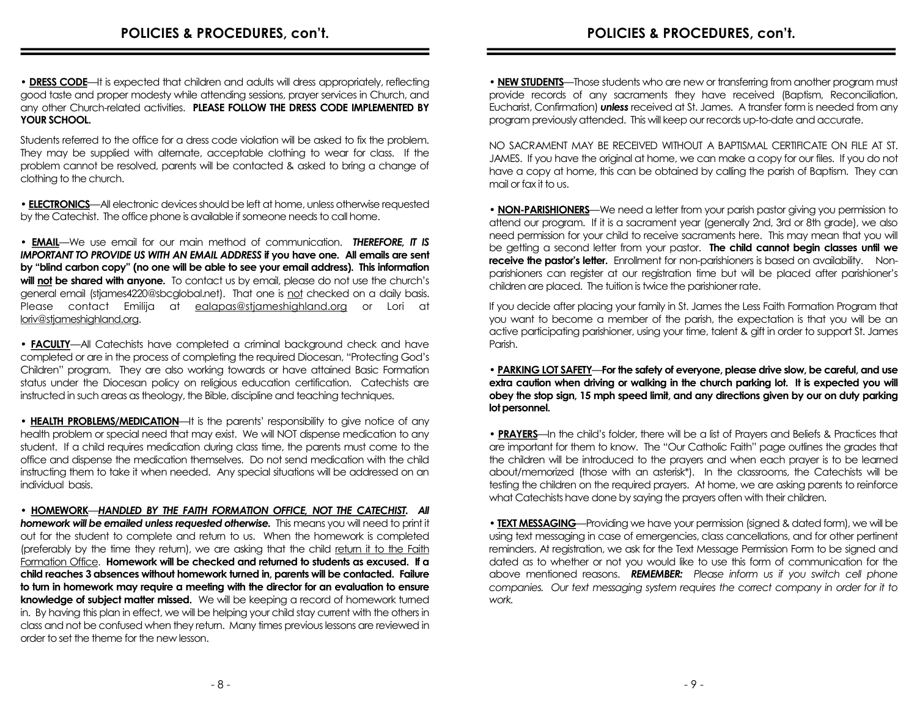## POLICIES & PROCEDURES, con't.

• **DRESS CODE**—It is expected that children and adults will dress appropriately, reflecting good taste and proper modesty while attending sessions, prayer services in Church, and any other Church-related activities. **PLEASE FOLLOW THE DRESS CODE IMPLEMENTED BY YOUR SCHOOL.**

Students referred to the office for a dress code violation will be asked to fix the problem. They may be supplied with alternate, acceptable clothing to wear for class. If the problem cannot be resolved, parents will be contacted & asked to bring a change of clothing to the church.

• **ELECTRONICS**—All electronic devices should be left at home, unless otherwise requested by the Catechist. The office phone is available if someone needs to call home.

• **EMAIL**—We use email for our main method of communication. ***THEREFORE, IT IS IMPORTANT TO PROVIDE US WITH AN EMAIL ADDRESS* if you have one. All emails are sent by "blind carbon copy" (no one will be able to see your email address). This information will not be shared with anyone.** To contact us by email, please do not use the church's general email (stjames4220@sbcglobal.net). That one is not checked on a daily basis. Please contact Emilija at ealapas@stjameshighland.org or Lori at loriv@stjameshighland.org.

• **FACULTY**—All Catechists have completed a criminal background check and have completed or are in the process of completing the required Diocesan, "Protecting God's Children" program. They are also working towards or have attained Basic Formation status under the Diocesan policy on religious education certification. Catechists are instructed in such areas as theology, the Bible, discipline and teaching techniques.

• **HEALTH PROBLEMS/MEDICATION**—It is the parents' responsibility to give notice of any health problem or special need that may exist. We will NOT dispense medication to any student. If a child requires medication during class time, the parents must come to the office and dispense the medication themselves. Do not send medication with the child instructing them to take it when needed. Any special situations will be addressed on an individual basis.

• **HOMEWORK**—***HANDLED BY THE FAITH FORMATION OFFICE, NOT THE CATECHIST. All homework will be emailed unless requested otherwise.*** This means you will need to print it out for the student to complete and return to us. When the homework is completed (preferably by the time they return), we are asking that the child return it to the Faith Formation Office. **Homework will be checked and returned to students as excused. If a child reaches 3 absences without homework turned in, parents will be contacted. Failure to turn in homework may require a meeting with the director for an evaluation to ensure knowledge of subject matter missed.** We will be keeping a record of homework turned in. By having this plan in effect, we will be helping your child stay current with the others in class and not be confused when they return. Many times previous lessons are reviewed in order to set the theme for the new lesson.

## POLICIES & PROCEDURES, con't.

• **NEW STUDENTS**—Those students who are new or transferring from another program must provide records of any sacraments they have received (Baptism, Reconciliation, Eucharist, Confirmation) ***unless*** received at St. James. A transfer form is needed from any program previously attended. This will keep our records up-to-date and accurate.

NO SACRAMENT MAY BE RECEIVED WITHOUT A BAPTISMAL CERTIFICATE ON FILE AT ST. JAMES. If you have the original at home, we can make a copy for our files. If you do not have a copy at home, this can be obtained by calling the parish of Baptism. They can mail or fax it to us.

• **NON-PARISHIONERS**—We need a letter from your parish pastor giving you permission to attend our program. If it is a sacrament year (generally 2nd, 3rd or 8th grade), we also need permission for your child to receive sacraments here. This may mean that you will be getting a second letter from your pastor. **The child cannot begin classes until we receive the pastor's letter.** Enrollment for non-parishioners is based on availability. Non-parishioners can register at our registration time but will be placed after parishioner's children are placed. The tuition is twice the parishioner rate.

If you decide after placing your family in St. James the Less Faith Formation Program that you want to become a member of the parish, the expectation is that you will be an active participating parishioner, using your time, talent & gift in order to support St. James Parish.

• **PARKING LOT SAFETY—For the safety of everyone, please drive slow, be careful, and use extra caution when driving or walking in the church parking lot. It is expected you will obey the stop sign, 15 mph speed limit, and any directions given by our on duty parking lot personnel.**

• **PRAYERS**—In the child's folder, there will be a list of Prayers and Beliefs & Practices that are important for them to know. The "Our Catholic Faith" page outlines the grades that the children will be introduced to the prayers and when each prayer is to be learned about/memorized (those with an asterisk*). In the classrooms, the Catechists will be testing the children on the required prayers. At home, we are asking parents to reinforce what Catechists have done by saying the prayers often with their children.

• **TEXT MESSAGING**—Providing we have your permission (signed & dated form), we will be using text messaging in case of emergencies, class cancellations, and for other pertinent reminders. At registration, we ask for the Text Message Permission Form to be signed and dated as to whether or not you would like to use this form of communication for the above mentioned reasons. ***REMEMBER:*** *Please inform us if you switch cell phone companies. Our text messaging system requires the correct company in order for it to work.*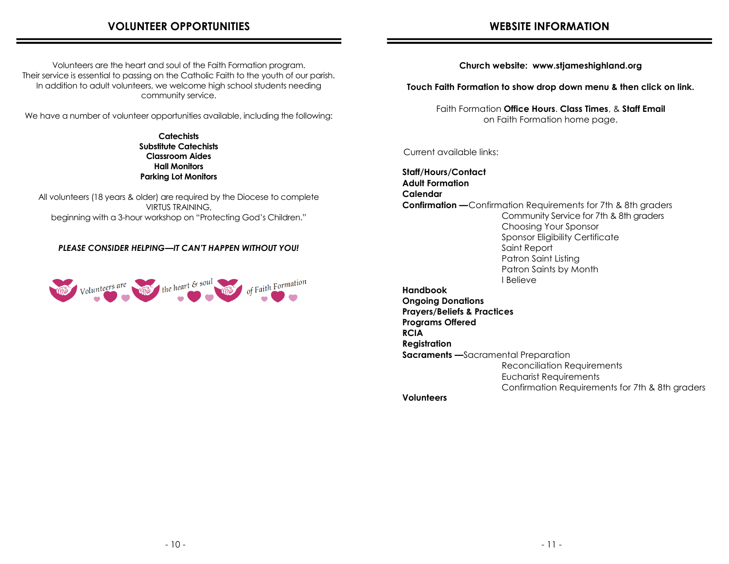## VOLUNTEER OPPORTUNITIES

Volunteers are the heart and soul of the Faith Formation program. Their service is essential to passing on the Catholic Faith to the youth of our parish. In addition to adult volunteers, we welcome high school students needing community service.

We have a number of volunteer opportunities available, including the following:

**Catechists**
**Substitute Catechists**
**Classroom Aides**
**Hall Monitors**
**Parking Lot Monitors**

All volunteers (18 years & older) are required by the Diocese to complete VIRTUS TRAINING,
beginning with a 3-hour workshop on "Protecting God's Children."

***PLEASE CONSIDER HELPING—IT CAN'T HAPPEN WITHOUT YOU!***

Volunteers are the heart & soul of Faith Formation

## WEBSITE INFORMATION

**Church website: www.stjameshighland.org**

**Touch Faith Formation to show drop down menu & then click on link.**

Faith Formation **Office Hours**. **Class Times**, & **Staff Email** on Faith Formation home page.

Current available links:

**Staff/Hours/Contact**
**Adult Formation**
**Calendar**
**Confirmation —**Confirmation Requirements for 7th & 8th graders
- Community Service for 7th & 8th graders
- Choosing Your Sponsor
- Sponsor Eligibility Certificate
- Saint Report
- Patron Saint Listing
- Patron Saints by Month
- I Believe

**Handbook**
**Ongoing Donations**
**Prayers/Beliefs & Practices**
**Programs Offered**
**RCIA**
**Registration**
**Sacraments —**Sacramental Preparation
- Reconciliation Requirements
- Eucharist Requirements
- Confirmation Requirements for 7th & 8th graders

**Volunteers**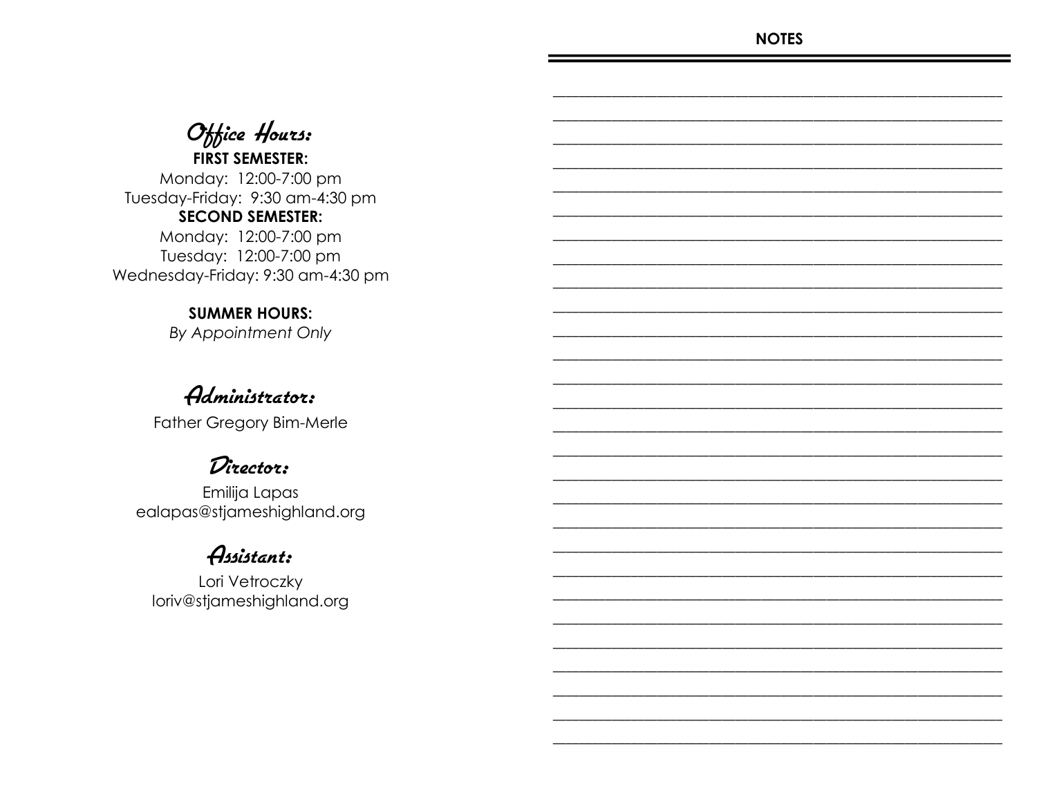## Office Hours:

**FIRST SEMESTER:**

Monday: 12:00-7:00 pm
Tuesday-Friday: 9:30 am-4:30 pm

**SECOND SEMESTER:**

Monday: 12:00-7:00 pm
Tuesday: 12:00-7:00 pm
Wednesday-Friday: 9:30 am-4:30 pm

**SUMMER HOURS:**

*By Appointment Only*

## Administrator:

Father Gregory Bim-Merle

## Director:

Emilija Lapas
ealapas@stjameshighland.org

## Assistant:

Lori Vetroczky
loriv@stjameshighland.org

**NOTES**

___________________________________________________________

___________________________________________________________

___________________________________________________________

___________________________________________________________

___________________________________________________________

___________________________________________________________

___________________________________________________________

___________________________________________________________

___________________________________________________________

___________________________________________________________

___________________________________________________________

___________________________________________________________

___________________________________________________________

___________________________________________________________

___________________________________________________________

___________________________________________________________

___________________________________________________________

___________________________________________________________

___________________________________________________________

___________________________________________________________

___________________________________________________________

___________________________________________________________

___________________________________________________________

___________________________________________________________

___________________________________________________________

___________________________________________________________

___________________________________________________________

___________________________________________________________